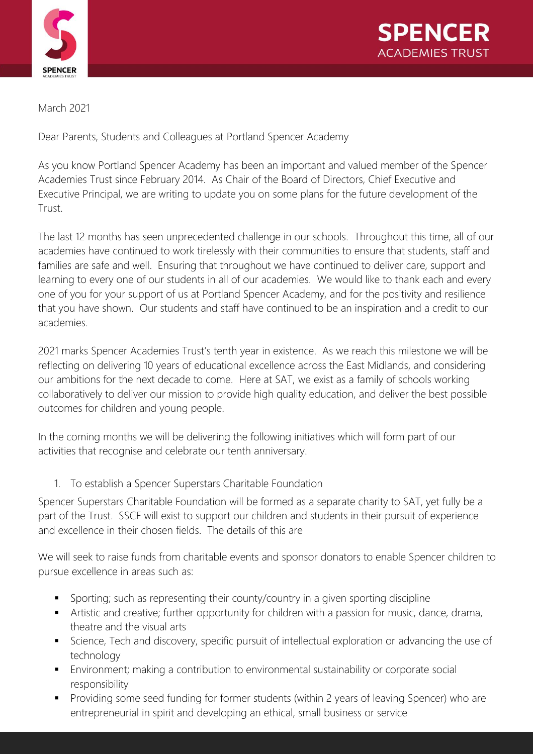March 2021

Dear Parents, Students and Colleagues at Portland Spencer Academy

As you know Portland Spencer Academy has been an important and valued member of the Spencer Academies Trust since February 2014. As Chair of the Board of Directors, Chief Executive and Executive Principal, we are writing to update you on some plans for the future development of the Trust.

The last 12 months has seen unprecedented challenge in our schools. Throughout this time, all of our academies have continued to work tirelessly with their communities to ensure that students, staff and families are safe and well. Ensuring that throughout we have continued to deliver care, support and learning to every one of our students in all of our academies. We would like to thank each and every one of you for your support of us at Portland Spencer Academy, and for the positivity and resilience that you have shown. Our students and staff have continued to be an inspiration and a credit to our academies.

2021 marks Spencer Academies Trust's tenth year in existence. As we reach this milestone we will be reflecting on delivering 10 years of educational excellence across the East Midlands, and considering our ambitions for the next decade to come. Here at SAT, we exist as a family of schools working collaboratively to deliver our mission to provide high quality education, and deliver the best possible outcomes for children and young people.

In the coming months we will be delivering the following initiatives which will form part of our activities that recognise and celebrate our tenth anniversary.

1. To establish a Spencer Superstars Charitable Foundation

Spencer Superstars Charitable Foundation will be formed as a separate charity to SAT, yet fully be a part of the Trust. SSCF will exist to support our children and students in their pursuit of experience and excellence in their chosen fields. The details of this are

We will seek to raise funds from charitable events and sponsor donators to enable Spencer children to pursue excellence in areas such as:

- Sporting; such as representing their county/country in a given sporting discipline
- Artistic and creative; further opportunity for children with a passion for music, dance, drama, theatre and the visual arts
- Science, Tech and discovery, specific pursuit of intellectual exploration or advancing the use of technology
- Environment; making a contribution to environmental sustainability or corporate social responsibility
- Providing some seed funding for former students (within 2 years of leaving Spencer) who are entrepreneurial in spirit and developing an ethical, small business or service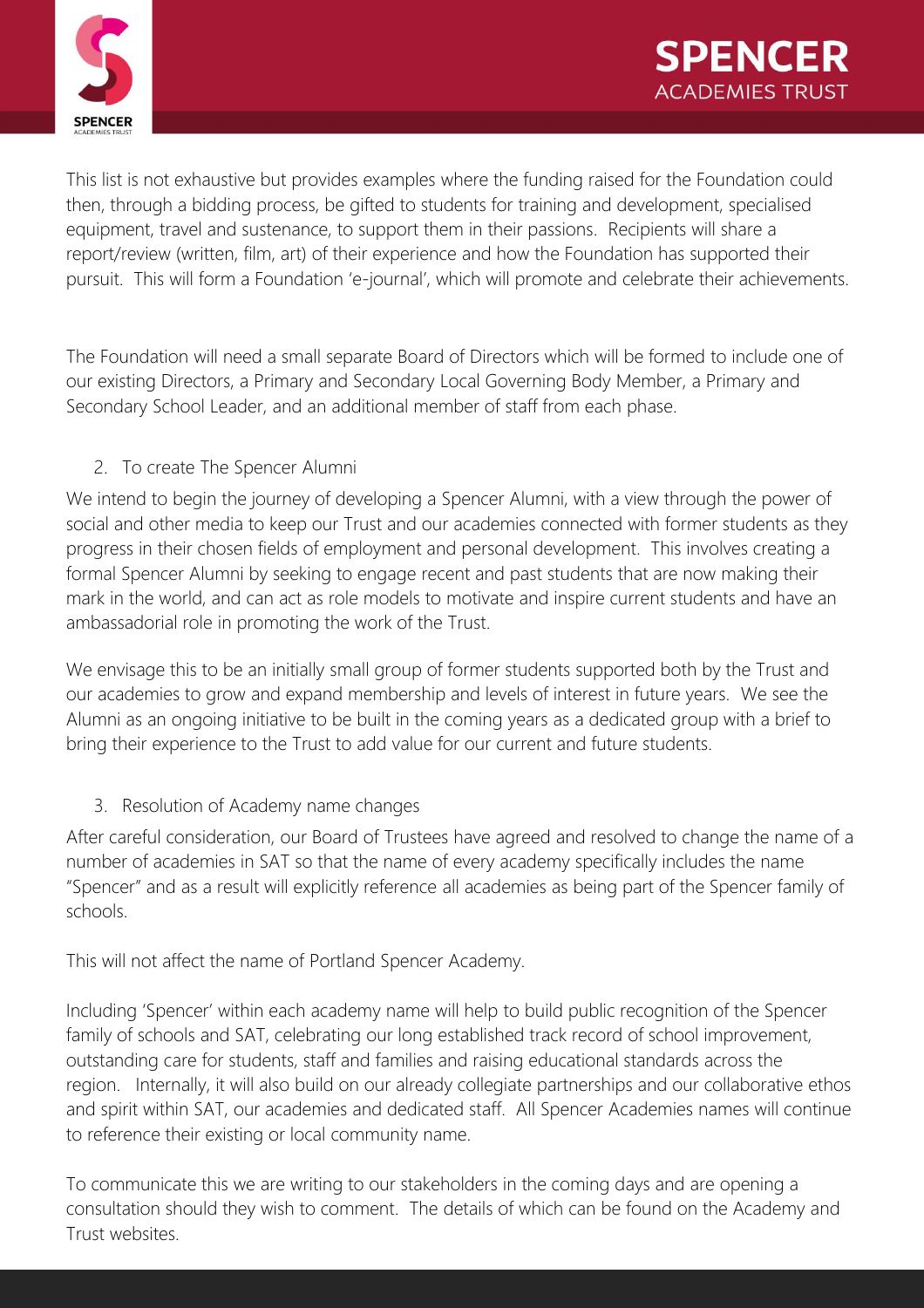This list is not exhaustive but provides examples where the funding raised for the Foundation could then, through a bidding process, be gifted to students for training and development, specialised equipment, travel and sustenance, to support them in their passions. Recipients will share a report/review (written, film, art) of their experience and how the Foundation has supported their pursuit. This will form a Foundation 'e-journal', which will promote and celebrate their achievements.

The Foundation will need a small separate Board of Directors which will be formed to include one of our existing Directors, a Primary and Secondary Local Governing Body Member, a Primary and Secondary School Leader, and an additional member of staff from each phase.

2. To create The Spencer Alumni

We intend to begin the journey of developing a Spencer Alumni, with a view through the power of social and other media to keep our Trust and our academies connected with former students as they progress in their chosen fields of employment and personal development. This involves creating a formal Spencer Alumni by seeking to engage recent and past students that are now making their mark in the world, and can act as role models to motivate and inspire current students and have an ambassadorial role in promoting the work of the Trust.

We envisage this to be an initially small group of former students supported both by the Trust and our academies to grow and expand membership and levels of interest in future years. We see the Alumni as an ongoing initiative to be built in the coming years as a dedicated group with a brief to bring their experience to the Trust to add value for our current and future students.

3. Resolution of Academy name changes

After careful consideration, our Board of Trustees have agreed and resolved to change the name of a number of academies in SAT so that the name of every academy specifically includes the name "Spencer" and as a result will explicitly reference all academies as being part of the Spencer family of schools.

This will not affect the name of Portland Spencer Academy.

Including 'Spencer' within each academy name will help to build public recognition of the Spencer family of schools and SAT, celebrating our long established track record of school improvement, outstanding care for students, staff and families and raising educational standards across the region. Internally, it will also build on our already collegiate partnerships and our collaborative ethos and spirit within SAT, our academies and dedicated staff. All Spencer Academies names will continue to reference their existing or local community name.

To communicate this we are writing to our stakeholders in the coming days and are opening a consultation should they wish to comment. The details of which can be found on the Academy and Trust websites.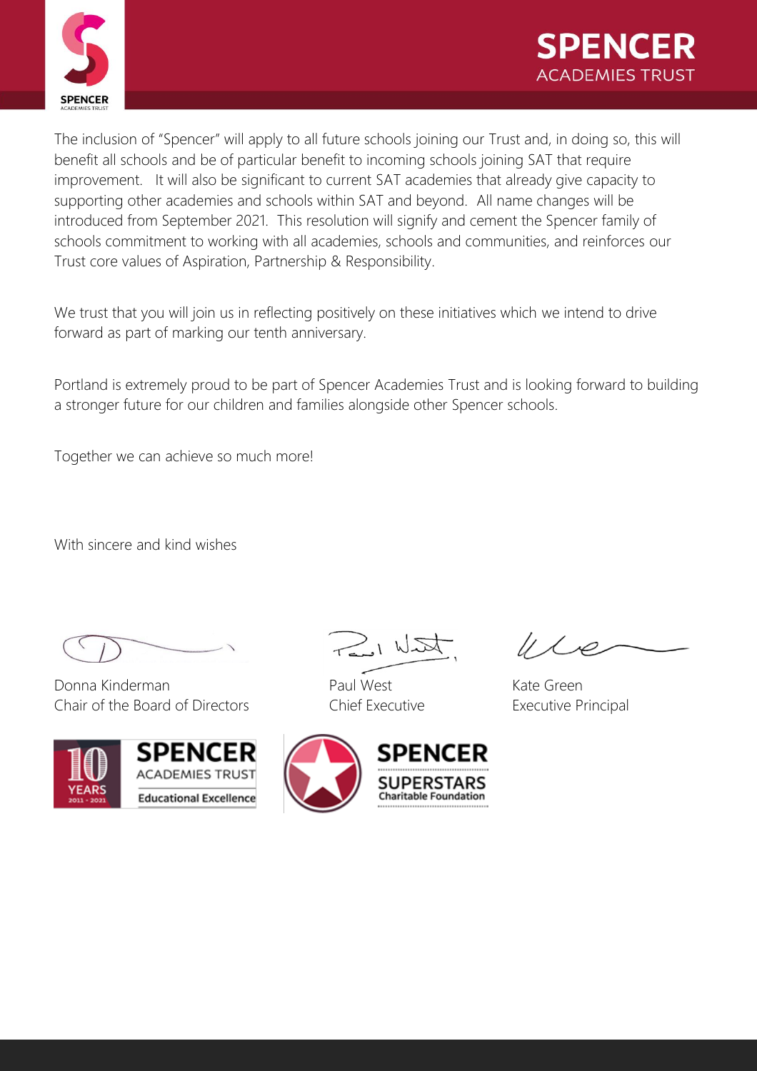The inclusion of "Spencer" will apply to all future schools joining our Trust and, in doing so, this will benefit all schools and be of particular benefit to incoming schools joining SAT that require improvement. It will also be significant to current SAT academies that already give capacity to supporting other academies and schools within SAT and beyond. All name changes will be introduced from September 2021. This resolution will signify and cement the Spencer family of schools commitment to working with all academies, schools and communities, and reinforces our Trust core values of Aspiration, Partnership & Responsibility.

We trust that you will join us in reflecting positively on these initiatives which we intend to drive forward as part of marking our tenth anniversary.

Portland is extremely proud to be part of Spencer Academies Trust and is looking forward to building a stronger future for our children and families alongside other Spencer schools.

Together we can achieve so much more!

With sincere and kind wishes

Donna Kinderman
Chair of the Board of Directors

Paul West
Chief Executive

Kate Green
Executive Principal